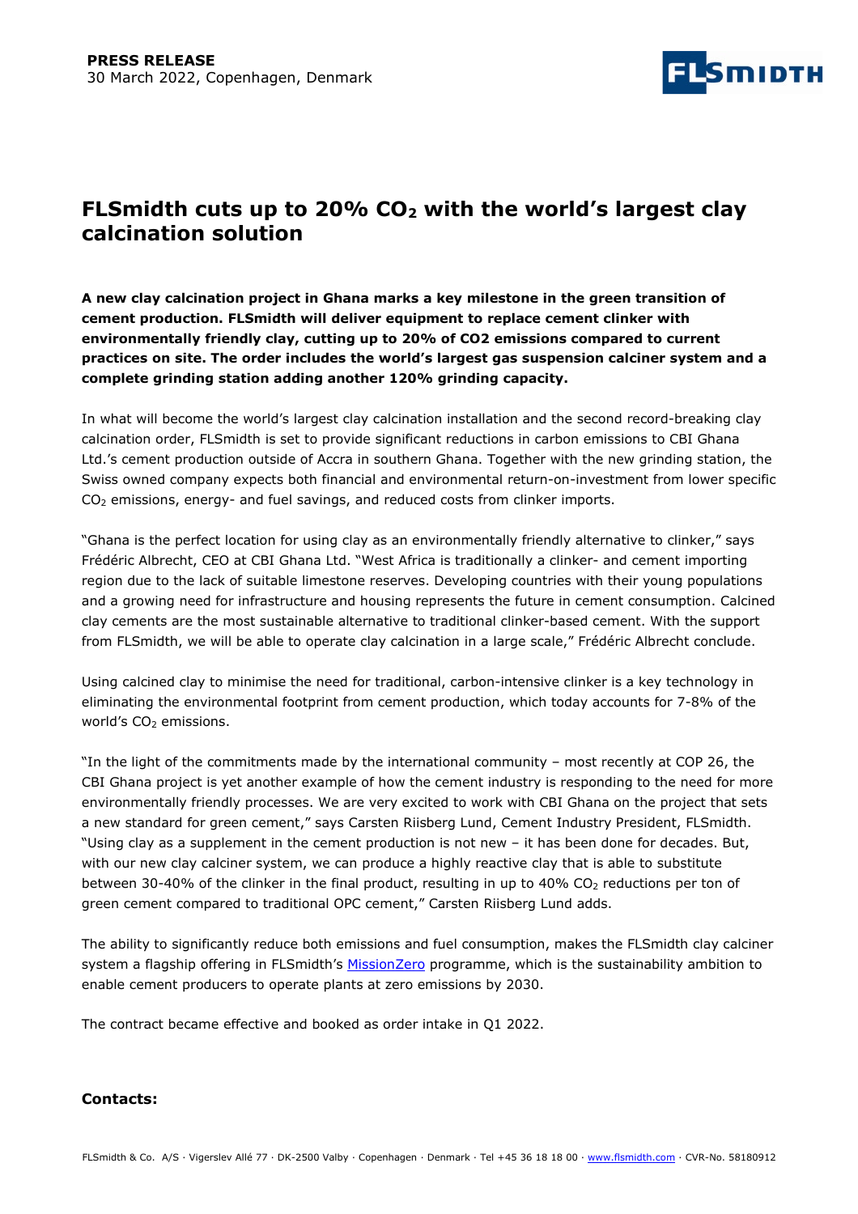**PRESS RELEASE**
30 March 2022, Copenhagen, Denmark

# FLSmidth cuts up to 20% $CO_2$ with the world's largest clay calcination solution

**A new clay calcination project in Ghana marks a key milestone in the green transition of cement production. FLSmidth will deliver equipment to replace cement clinker with environmentally friendly clay, cutting up to 20% of CO2 emissions compared to current practices on site. The order includes the world's largest gas suspension calciner system and a complete grinding station adding another 120% grinding capacity.**

In what will become the world's largest clay calcination installation and the second record-breaking clay calcination order, FLSmidth is set to provide significant reductions in carbon emissions to CBI Ghana Ltd.'s cement production outside of Accra in southern Ghana. Together with the new grinding station, the Swiss owned company expects both financial and environmental return-on-investment from lower specific $CO_2$ emissions, energy- and fuel savings, and reduced costs from clinker imports.

"Ghana is the perfect location for using clay as an environmentally friendly alternative to clinker," says Frédéric Albrecht, CEO at CBI Ghana Ltd. "West Africa is traditionally a clinker- and cement importing region due to the lack of suitable limestone reserves. Developing countries with their young populations and a growing need for infrastructure and housing represents the future in cement consumption. Calcined clay cements are the most sustainable alternative to traditional clinker-based cement. With the support from FLSmidth, we will be able to operate clay calcination in a large scale," Frédéric Albrecht conclude.

Using calcined clay to minimise the need for traditional, carbon-intensive clinker is a key technology in eliminating the environmental footprint from cement production, which today accounts for 7-8% of the world's $CO_2$ emissions.

"In the light of the commitments made by the international community – most recently at COP 26, the CBI Ghana project is yet another example of how the cement industry is responding to the need for more environmentally friendly processes. We are very excited to work with CBI Ghana on the project that sets a new standard for green cement," says Carsten Riisberg Lund, Cement Industry President, FLSmidth. "Using clay as a supplement in the cement production is not new – it has been done for decades. But, with our new clay calciner system, we can produce a highly reactive clay that is able to substitute between 30-40% of the clinker in the final product, resulting in up to 40% $CO_2$ reductions per ton of green cement compared to traditional OPC cement," Carsten Riisberg Lund adds.

The ability to significantly reduce both emissions and fuel consumption, makes the FLSmidth clay calciner system a flagship offering in FLSmidth's MissionZero programme, which is the sustainability ambition to enable cement producers to operate plants at zero emissions by 2030.

The contract became effective and booked as order intake in Q1 2022.

**Contacts:**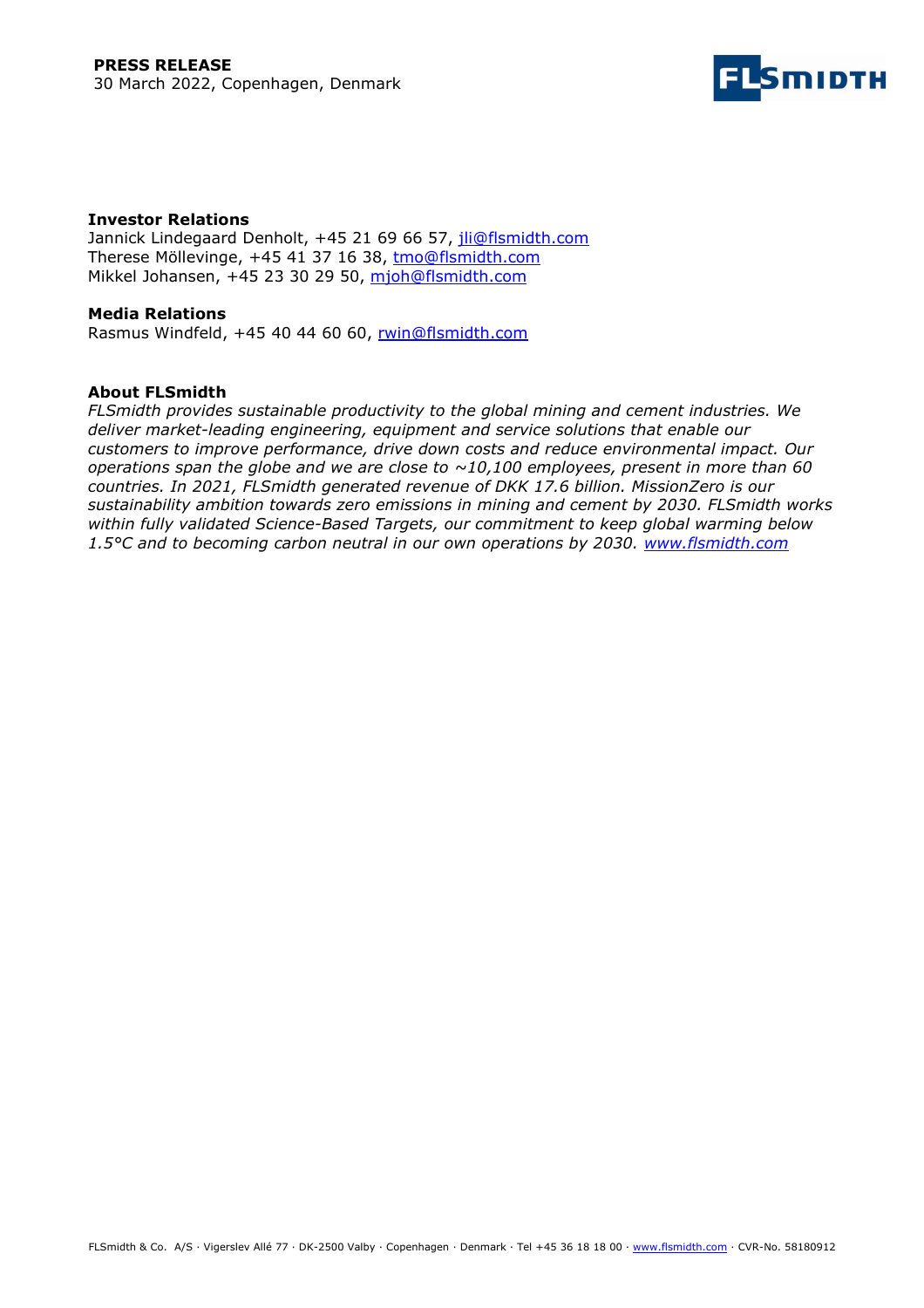**PRESS RELEASE**
30 March 2022, Copenhagen, Denmark

**Investor Relations**
Jannick Lindegaard Denholt, +45 21 69 66 57, jli@flsmidth.com
Therese Möllevinge, +45 41 37 16 38, tmo@flsmidth.com
Mikkel Johansen, +45 23 30 29 50, mjoh@flsmidth.com

**Media Relations**
Rasmus Windfeld, +45 40 44 60 60, rwin@flsmidth.com

**About FLSmidth**
*FLSmidth provides sustainable productivity to the global mining and cement industries. We deliver market-leading engineering, equipment and service solutions that enable our customers to improve performance, drive down costs and reduce environmental impact. Our operations span the globe and we are close to ~10,100 employees, present in more than 60 countries. In 2021, FLSmidth generated revenue of DKK 17.6 billion. MissionZero is our sustainability ambition towards zero emissions in mining and cement by 2030. FLSmidth works within fully validated Science-Based Targets, our commitment to keep global warming below 1.5°C and to becoming carbon neutral in our own operations by 2030. www.flsmidth.com*

FLSmidth & Co. A/S · Vigerslev Allé 77 · DK-2500 Valby · Copenhagen · Denmark · Tel +45 36 18 18 00 · www.flsmidth.com · CVR-No. 58180912